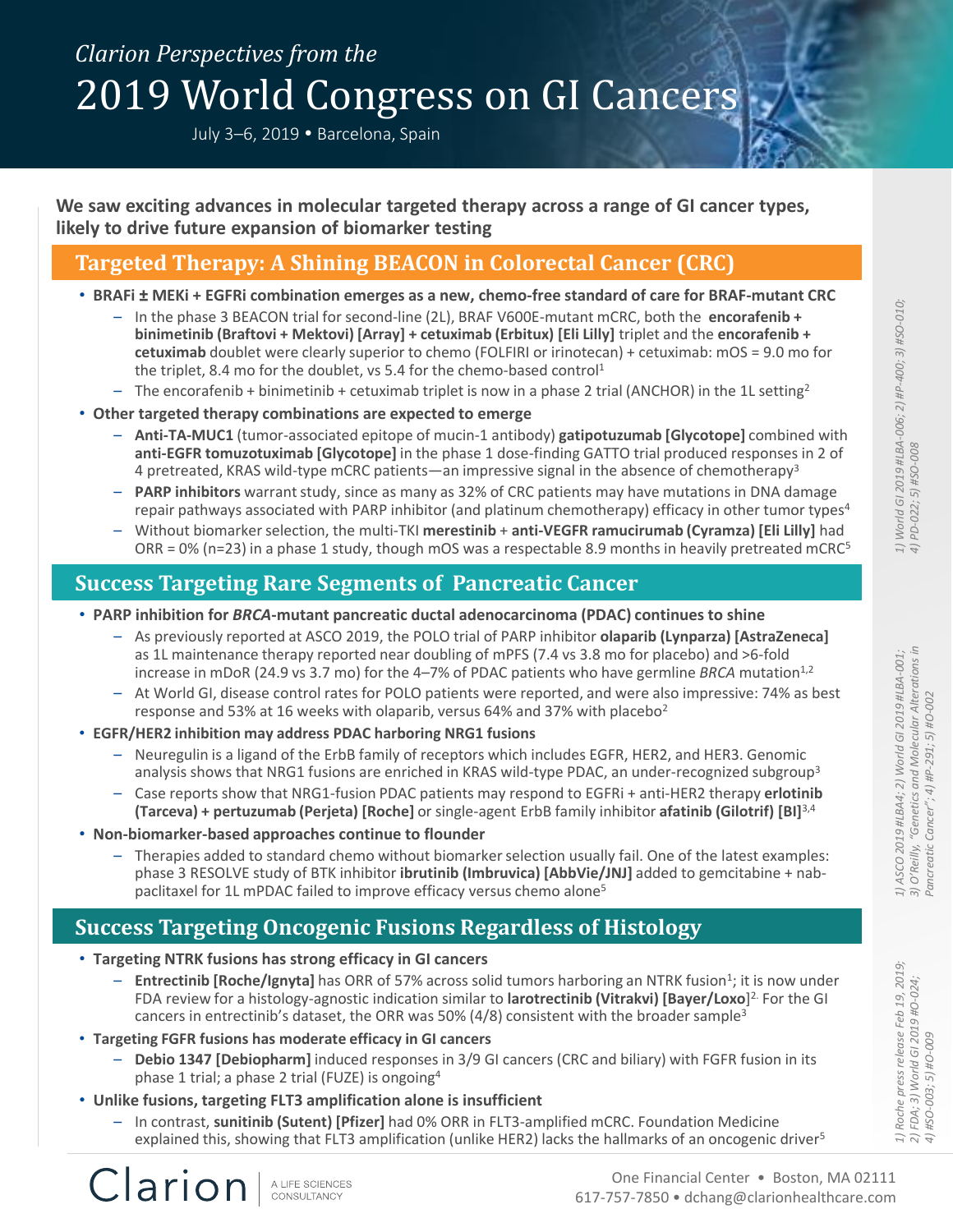*Clarion Perspectives from the*

# 2019 World Congress on GI Cancers

July 3–6, 2019 • Barcelona, Spain

**We saw exciting advances in molecular targeted therapy across a range of GI cancer types, likely to drive future expansion of biomarker testing**

## Targeted Therapy: A Shining BEACON in Colorectal Cancer (CRC)

- **BRAFi ± MEKi + EGFRi combination emerges as a new, chemo-free standard of care for BRAF-mutant CRC**
  - In the phase 3 BEACON trial for second-line (2L), BRAF V600E-mutant mCRC, both the **encorafenib + binimetinib (Braftovi + Mektovi) [Array] + cetuximab (Erbitux) [Eli Lilly]** triplet and the **encorafenib + cetuximab** doublet were clearly superior to chemo (FOLFIRI or irinotecan) + cetuximab: mOS = 9.0 mo for the triplet, 8.4 mo for the doublet, vs 5.4 for the chemo-based control[1]
  - The encorafenib + binimetinib + cetuximab triplet is now in a phase 2 trial (ANCHOR) in the 1L setting[2]
- **Other targeted therapy combinations are expected to emerge**
  - **Anti-TA-MUC1** (tumor-associated epitope of mucin-1 antibody) **gatipotuzumab [Glycotope]** combined with **anti-EGFR tomuzotuximab [Glycotope]** in the phase 1 dose-finding GATTO trial produced responses in 2 of 4 pretreated, KRAS wild-type mCRC patients—an impressive signal in the absence of chemotherapy[3]
  - **PARP inhibitors** warrant study, since as many as 32% of CRC patients may have mutations in DNA damage repair pathways associated with PARP inhibitor (and platinum chemotherapy) efficacy in other tumor types[4]
  - Without biomarker selection, the multi-TKI **merestinib** + **anti-VEGFR ramucirumab (Cyramza) [Eli Lilly]** had ORR = 0% (n=23) in a phase 1 study, though mOS was a respectable 8.9 months in heavily pretreated mCRC[5]

*1) World GI 2019 #LBA-006; 2) #P-400; 3) #SO-010; 4) PD-022; 5) #SO-008*

## Success Targeting Rare Segments of Pancreatic Cancer

- **PARP inhibition for *BRCA*-mutant pancreatic ductal adenocarcinoma (PDAC) continues to shine**
  - As previously reported at ASCO 2019, the POLO trial of PARP inhibitor **olaparib (Lynparza) [AstraZeneca]** as 1L maintenance therapy reported near doubling of mPFS (7.4 vs 3.8 mo for placebo) and >6-fold increase in mDoR (24.9 vs 3.7 mo) for the 4–7% of PDAC patients who have germline *BRCA* mutation[1,2]
  - At World GI, disease control rates for POLO patients were reported, and were also impressive: 74% as best response and 53% at 16 weeks with olaparib, versus 64% and 37% with placebo[2]
- **EGFR/HER2 inhibition may address PDAC harboring NRG1 fusions**
  - Neuregulin is a ligand of the ErbB family of receptors which includes EGFR, HER2, and HER3. Genomic analysis shows that NRG1 fusions are enriched in KRAS wild-type PDAC, an under-recognized subgroup[3]
  - Case reports show that NRG1-fusion PDAC patients may respond to EGFRi + anti-HER2 therapy **erlotinib (Tarceva) + pertuzumab (Perjeta) [Roche]** or single-agent ErbB family inhibitor **afatinib (Gilotrif) [BI]**[3,4]
- **Non-biomarker-based approaches continue to flounder**
  - Therapies added to standard chemo without biomarker selection usually fail. One of the latest examples: phase 3 RESOLVE study of BTK inhibitor **ibrutinib (Imbruvica) [AbbVie/JNJ]** added to gemcitabine + nab-paclitaxel for 1L mPDAC failed to improve efficacy versus chemo alone[5]

*1) ASCO 2019 #LBA4; 2) World GI 2019 #LBA-001; 3) O'Reilly, "Genetics and Molecular Alterations in Pancreatic Cancer"; 4) #P-291; 5) #O-002*

## Success Targeting Oncogenic Fusions Regardless of Histology

- **Targeting NTRK fusions has strong efficacy in GI cancers**
  - **Entrectinib [Roche/Ignyta]** has ORR of 57% across solid tumors harboring an NTRK fusion[1]; it is now under FDA review for a histology-agnostic indication similar to **larotrectinib (Vitrakvi) [Bayer/Loxo]**[2]. For the GI cancers in entrectinib's dataset, the ORR was 50% (4/8) consistent with the broader sample[3]
- **Targeting FGFR fusions has moderate efficacy in GI cancers**
  - **Debio 1347 [Debiopharm]** induced responses in 3/9 GI cancers (CRC and biliary) with FGFR fusion in its phase 1 trial; a phase 2 trial (FUZE) is ongoing[4]
- **Unlike fusions, targeting FLT3 amplification alone is insufficient**
  - In contrast, **sunitinib (Sutent) [Pfizer]** had 0% ORR in FLT3-amplified mCRC. Foundation Medicine explained this, showing that FLT3 amplification (unlike HER2) lacks the hallmarks of an oncogenic driver[5]

*1) Roche press release Feb 19, 2019; 2) FDA; 3) World GI 2019 #O-024; 4) #SO-003; 5) #O-009*

Clarion | A LIFE SCIENCES CONSULTANCY

One Financial Center • Boston, MA 02111
617-757-7850 • dchang@clarionhealthcare.com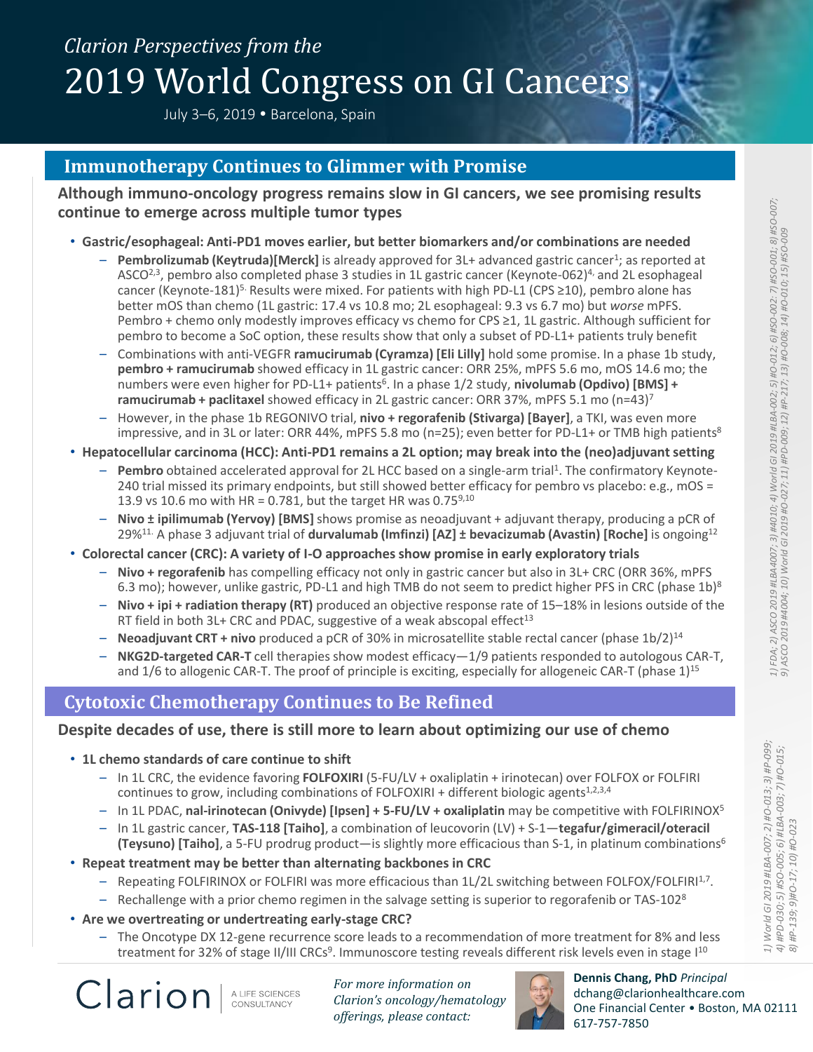*Clarion Perspectives from the*

# 2019 World Congress on GI Cancers

July 3–6, 2019 • Barcelona, Spain

## Immunotherapy Continues to Glimmer with Promise

**Although immuno-oncology progress remains slow in GI cancers, we see promising results continue to emerge across multiple tumor types**

- **Gastric/esophageal: Anti-PD1 moves earlier, but better biomarkers and/or combinations are needed**
  - **Pembrolizumab (Keytruda)[Merck]** is already approved for 3L+ advanced gastric cancer[1]; as reported at ASCO[2,3], pembro also completed phase 3 studies in 1L gastric cancer (Keynote-062)[4], and 2L esophageal cancer (Keynote-181)[5]. Results were mixed. For patients with high PD-L1 (CPS ≥10), pembro alone has better mOS than chemo (1L gastric: 17.4 vs 10.8 mo; 2L esophageal: 9.3 vs 6.7 mo) but *worse* mPFS. Pembro + chemo only modestly improves efficacy vs chemo for CPS ≥1, 1L gastric. Although sufficient for pembro to become a SoC option, these results show that only a subset of PD-L1+ patients truly benefit
  - Combinations with anti-VEGFR **ramucirumab (Cyramza) [Eli Lilly]** hold some promise. In a phase 1b study, **pembro + ramucirumab** showed efficacy in 1L gastric cancer: ORR 25%, mPFS 5.6 mo, mOS 14.6 mo; the numbers were even higher for PD-L1+ patients[6]. In a phase 1/2 study, **nivolumab (Opdivo) [BMS] + ramucirumab + paclitaxel** showed efficacy in 2L gastric cancer: ORR 37%, mPFS 5.1 mo (n=43)[7]
  - However, in the phase 1b REGONIVO trial, **nivo + regorafenib (Stivarga) [Bayer]**, a TKI, was even more impressive, and in 3L or later: ORR 44%, mPFS 5.8 mo (n=25); even better for PD-L1+ or TMB high patients[8]
- **Hepatocellular carcinoma (HCC): Anti-PD1 remains a 2L option; may break into the (neo)adjuvant setting**
  - **Pembro** obtained accelerated approval for 2L HCC based on a single-arm trial[1]. The confirmatory Keynote-240 trial missed its primary endpoints, but still showed better efficacy for pembro vs placebo: e.g., mOS = 13.9 vs 10.6 mo with HR = 0.781, but the target HR was 0.75[9,10]
  - **Nivo ± ipilimumab (Yervoy) [BMS]** shows promise as neoadjuvant + adjuvant therapy, producing a pCR of 29%[11]. A phase 3 adjuvant trial of **durvalumab (Imfinzi) [AZ] ± bevacizumab (Avastin) [Roche]** is ongoing[12]
- **Colorectal cancer (CRC): A variety of I-O approaches show promise in early exploratory trials**
  - **Nivo + regorafenib** has compelling efficacy not only in gastric cancer but also in 3L+ CRC (ORR 36%, mPFS 6.3 mo); however, unlike gastric, PD-L1 and high TMB do not seem to predict higher PFS in CRC (phase 1b)[8]
  - **Nivo + ipi + radiation therapy (RT)** produced an objective response rate of 15–18% in lesions outside of the RT field in both 3L+ CRC and PDAC, suggestive of a weak abscopal effect[13]
  - **Neoadjuvant CRT + nivo** produced a pCR of 30% in microsatellite stable rectal cancer (phase 1b/2)[14]
  - **NKG2D-targeted CAR-T** cell therapies show modest efficacy—1/9 patients responded to autologous CAR-T, and 1/6 to allogenic CAR-T. The proof of principle is exciting, especially for allogeneic CAR-T (phase 1)[15]

*1) FDA; 2) ASCO 2019 #LBA4007; 3) #4010; 4) World GI 2019 #LBA-002; 5) #O-012; 6) #SO-002; 7) #SO-001; 8) #SO-007; 9) ASCO 2019 #4004; 10) World GI 2019 #O-027; 11) #PD-009; 12) #P-217; 13) #O-008; 14) #O-010; 15) #SO-009*

## Cytotoxic Chemotherapy Continues to Be Refined

**Despite decades of use, there is still more to learn about optimizing our use of chemo**

- **1L chemo standards of care continue to shift**
  - In 1L CRC, the evidence favoring **FOLFOXIRI** (5-FU/LV + oxaliplatin + irinotecan) over FOLFOX or FOLFIRI continues to grow, including combinations of FOLFOXIRI + different biologic agents[1,2,3,4]
  - In 1L PDAC, **nal-irinotecan (Onivyde) [Ipsen] + 5-FU/LV + oxaliplatin** may be competitive with FOLFIRINOX[5]
  - In 1L gastric cancer, **TAS-118 [Taiho]**, a combination of leucovorin (LV) + S-1—**tegafur/gimeracil/oteracil (Teysuno) [Taiho]**, a 5-FU prodrug product—is slightly more efficacious than S-1, in platinum combinations[6]
- **Repeat treatment may be better than alternating backbones in CRC**
  - Repeating FOLFIRINOX or FOLFIRI was more efficacious than 1L/2L switching between FOLFOX/FOLFIRI[1,7].
  - Rechallenge with a prior chemo regimen in the salvage setting is superior to regorafenib or TAS-102[8]
- **Are we overtreating or undertreating early-stage CRC?**
  - The Oncotype DX 12-gene recurrence score leads to a recommendation of more treatment for 8% and less treatment for 32% of stage II/III CRCs[9]. Immunoscore testing reveals different risk levels even in stage I[10]

*1) World GI 2019 #LBA-007; 2) #O-013; 3) #P-099; 4) #PD-030; 5) #SO-005; 6) #LBA-003; 7) #O-015; 8) #P-139; 9) #O-17; 10) #O-023*

Clarion | A LIFE SCIENCES CONSULTANCY

*For more information on Clarion's oncology/hematology offerings, please contact:*

**Dennis Chang, PhD** *Principal*
dchang@clarionhealthcare.com
One Financial Center • Boston, MA 02111
617-757-7850